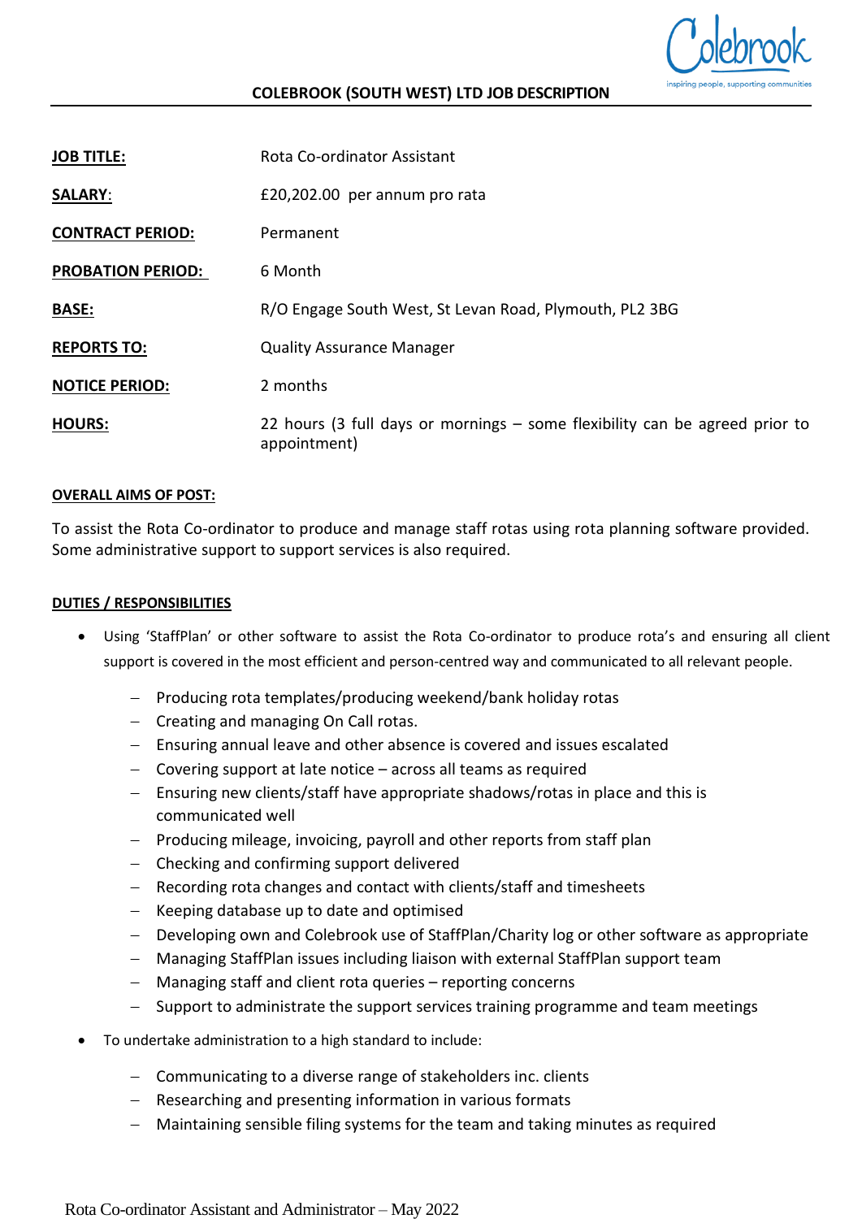# COLEBROOK (SOUTH WEST) LTD JOB DESCRIPTION

| | |
|---|---|
| **JOB TITLE:** | Rota Co-ordinator Assistant |
| **SALARY:** | £20,202.00 per annum pro rata |
| **CONTRACT PERIOD:** | Permanent |
| **PROBATION PERIOD:** | 6 Month |
| **BASE:** | R/O Engage South West, St Levan Road, Plymouth, PL2 3BG |
| **REPORTS TO:** | Quality Assurance Manager |
| **NOTICE PERIOD:** | 2 months |
| **HOURS:** | 22 hours (3 full days or mornings – some flexibility can be agreed prior to appointment) |

## OVERALL AIMS OF POST:

To assist the Rota Co-ordinator to produce and manage staff rotas using rota planning software provided. Some administrative support to support services is also required.

## DUTIES / RESPONSIBILITIES

- Using 'StaffPlan' or other software to assist the Rota Co-ordinator to produce rota's and ensuring all client support is covered in the most efficient and person-centred way and communicated to all relevant people.
  - Producing rota templates/producing weekend/bank holiday rotas
  - Creating and managing On Call rotas.
  - Ensuring annual leave and other absence is covered and issues escalated
  - Covering support at late notice – across all teams as required
  - Ensuring new clients/staff have appropriate shadows/rotas in place and this is communicated well
  - Producing mileage, invoicing, payroll and other reports from staff plan
  - Checking and confirming support delivered
  - Recording rota changes and contact with clients/staff and timesheets
  - Keeping database up to date and optimised
  - Developing own and Colebrook use of StaffPlan/Charity log or other software as appropriate
  - Managing StaffPlan issues including liaison with external StaffPlan support team
  - Managing staff and client rota queries – reporting concerns
  - Support to administrate the support services training programme and team meetings
- To undertake administration to a high standard to include:
  - Communicating to a diverse range of stakeholders inc. clients
  - Researching and presenting information in various formats
  - Maintaining sensible filing systems for the team and taking minutes as required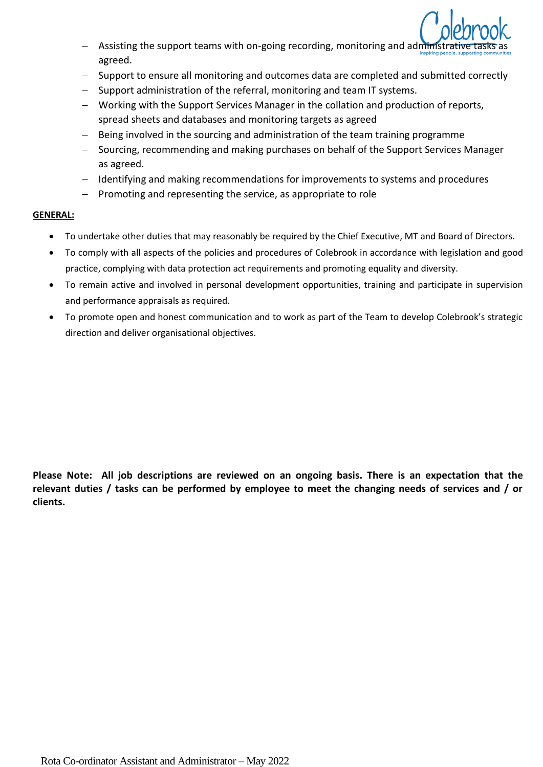- Assisting the support teams with on-going recording, monitoring and administrative tasks as agreed.
- Support to ensure all monitoring and outcomes data are completed and submitted correctly
- Support administration of the referral, monitoring and team IT systems.
- Working with the Support Services Manager in the collation and production of reports, spread sheets and databases and monitoring targets as agreed
- Being involved in the sourcing and administration of the team training programme
- Sourcing, recommending and making purchases on behalf of the Support Services Manager as agreed.
- Identifying and making recommendations for improvements to systems and procedures
- Promoting and representing the service, as appropriate to role

**GENERAL:**

- To undertake other duties that may reasonably be required by the Chief Executive, MT and Board of Directors.
- To comply with all aspects of the policies and procedures of Colebrook in accordance with legislation and good practice, complying with data protection act requirements and promoting equality and diversity.
- To remain active and involved in personal development opportunities, training and participate in supervision and performance appraisals as required.
- To promote open and honest communication and to work as part of the Team to develop Colebrook's strategic direction and deliver organisational objectives.

**Please Note: All job descriptions are reviewed on an ongoing basis. There is an expectation that the relevant duties / tasks can be performed by employee to meet the changing needs of services and / or clients.**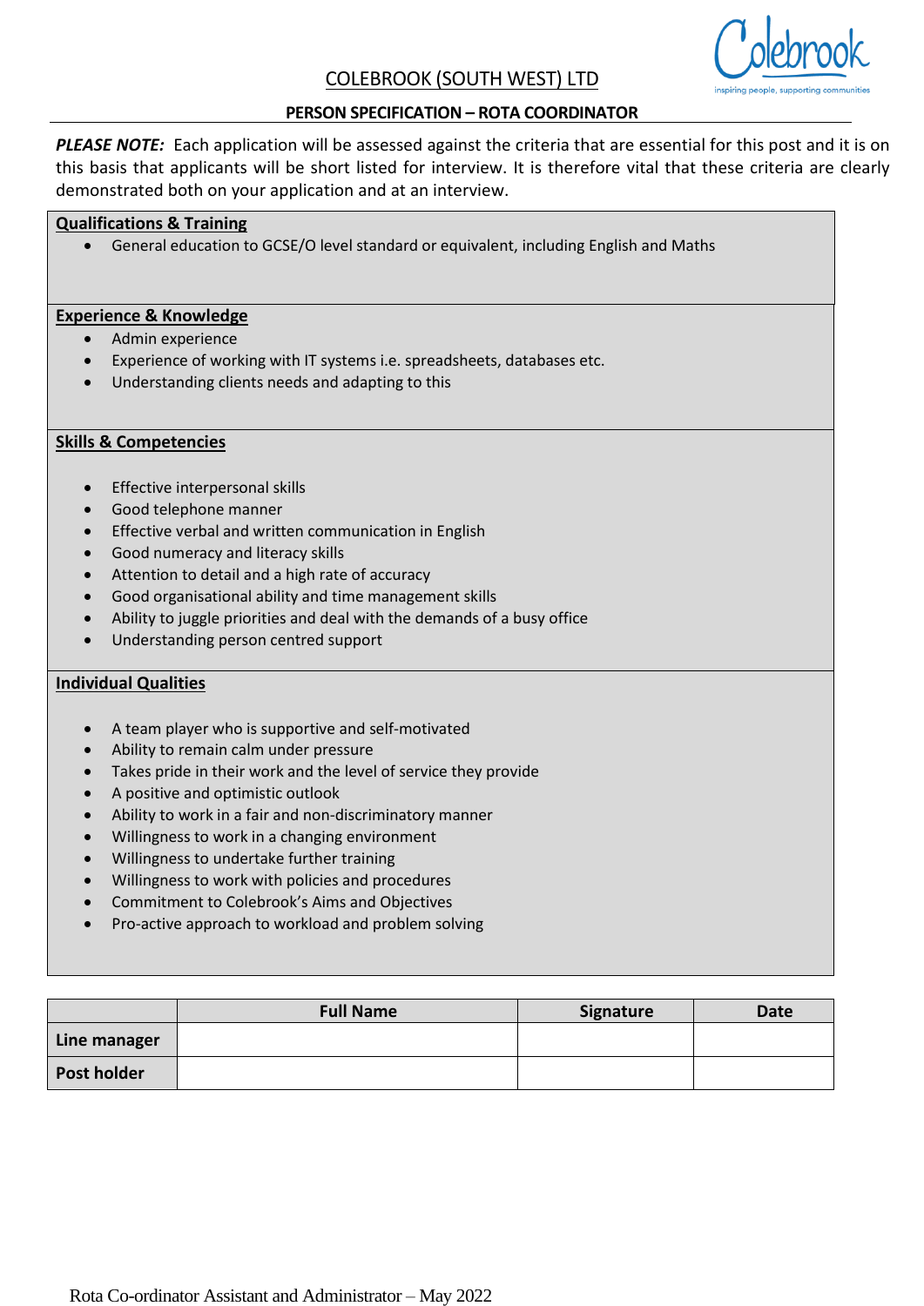COLEBROOK (SOUTH WEST) LTD

**PERSON SPECIFICATION – ROTA COORDINATOR**

***PLEASE NOTE:*** Each application will be assessed against the criteria that are essential for this post and it is on this basis that applicants will be short listed for interview. It is therefore vital that these criteria are clearly demonstrated both on your application and at an interview.

**Qualifications & Training**

- General education to GCSE/O level standard or equivalent, including English and Maths

**Experience & Knowledge**

- Admin experience
- Experience of working with IT systems i.e. spreadsheets, databases etc.
- Understanding clients needs and adapting to this

**Skills & Competencies**

- Effective interpersonal skills
- Good telephone manner
- Effective verbal and written communication in English
- Good numeracy and literacy skills
- Attention to detail and a high rate of accuracy
- Good organisational ability and time management skills
- Ability to juggle priorities and deal with the demands of a busy office
- Understanding person centred support

**Individual Qualities**

- A team player who is supportive and self-motivated
- Ability to remain calm under pressure
- Takes pride in their work and the level of service they provide
- A positive and optimistic outlook
- Ability to work in a fair and non-discriminatory manner
- Willingness to work in a changing environment
- Willingness to undertake further training
- Willingness to work with policies and procedures
- Commitment to Colebrook's Aims and Objectives
- Pro-active approach to workload and problem solving

| | Full Name | Signature | Date |
|---|---|---|---|
| **Line manager** | | | |
| **Post holder** | | | |

Rota Co-ordinator Assistant and Administrator – May 2022